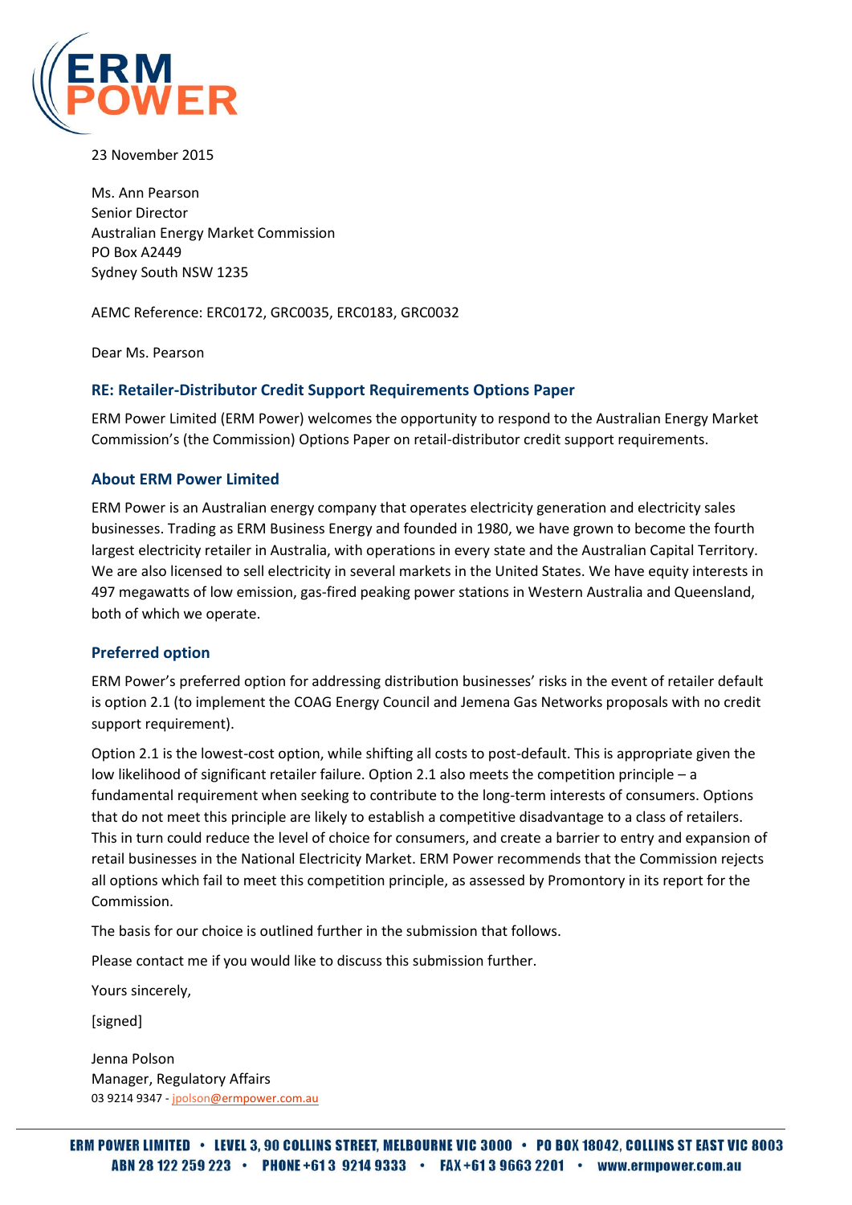23 November 2015

Ms. Ann Pearson
Senior Director
Australian Energy Market Commission
PO Box A2449
Sydney South NSW 1235

AEMC Reference: ERC0172, GRC0035, ERC0183, GRC0032

Dear Ms. Pearson

## RE: Retailer-Distributor Credit Support Requirements Options Paper

ERM Power Limited (ERM Power) welcomes the opportunity to respond to the Australian Energy Market Commission's (the Commission) Options Paper on retail-distributor credit support requirements.

## About ERM Power Limited

ERM Power is an Australian energy company that operates electricity generation and electricity sales businesses. Trading as ERM Business Energy and founded in 1980, we have grown to become the fourth largest electricity retailer in Australia, with operations in every state and the Australian Capital Territory. We are also licensed to sell electricity in several markets in the United States. We have equity interests in 497 megawatts of low emission, gas-fired peaking power stations in Western Australia and Queensland, both of which we operate.

## Preferred option

ERM Power's preferred option for addressing distribution businesses' risks in the event of retailer default is option 2.1 (to implement the COAG Energy Council and Jemena Gas Networks proposals with no credit support requirement).

Option 2.1 is the lowest-cost option, while shifting all costs to post-default. This is appropriate given the low likelihood of significant retailer failure. Option 2.1 also meets the competition principle – a fundamental requirement when seeking to contribute to the long-term interests of consumers. Options that do not meet this principle are likely to establish a competitive disadvantage to a class of retailers. This in turn could reduce the level of choice for consumers, and create a barrier to entry and expansion of retail businesses in the National Electricity Market. ERM Power recommends that the Commission rejects all options which fail to meet this competition principle, as assessed by Promontory in its report for the Commission.

The basis for our choice is outlined further in the submission that follows.

Please contact me if you would like to discuss this submission further.

Yours sincerely,

[signed]

Jenna Polson
Manager, Regulatory Affairs
03 9214 9347 - jpolson@ermpower.com.au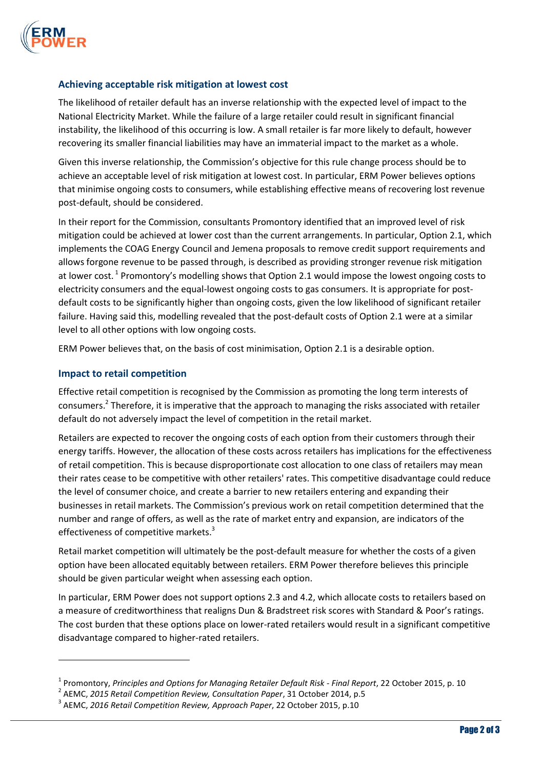## Achieving acceptable risk mitigation at lowest cost

The likelihood of retailer default has an inverse relationship with the expected level of impact to the National Electricity Market. While the failure of a large retailer could result in significant financial instability, the likelihood of this occurring is low. A small retailer is far more likely to default, however recovering its smaller financial liabilities may have an immaterial impact to the market as a whole.

Given this inverse relationship, the Commission's objective for this rule change process should be to achieve an acceptable level of risk mitigation at lowest cost. In particular, ERM Power believes options that minimise ongoing costs to consumers, while establishing effective means of recovering lost revenue post-default, should be considered.

In their report for the Commission, consultants Promontory identified that an improved level of risk mitigation could be achieved at lower cost than the current arrangements. In particular, Option 2.1, which implements the COAG Energy Council and Jemena proposals to remove credit support requirements and allows forgone revenue to be passed through, is described as providing stronger revenue risk mitigation at lower cost. [1] Promontory's modelling shows that Option 2.1 would impose the lowest ongoing costs to electricity consumers and the equal-lowest ongoing costs to gas consumers. It is appropriate for post-default costs to be significantly higher than ongoing costs, given the low likelihood of significant retailer failure. Having said this, modelling revealed that the post-default costs of Option 2.1 were at a similar level to all other options with low ongoing costs.

ERM Power believes that, on the basis of cost minimisation, Option 2.1 is a desirable option.

## Impact to retail competition

Effective retail competition is recognised by the Commission as promoting the long term interests of consumers.[2] Therefore, it is imperative that the approach to managing the risks associated with retailer default do not adversely impact the level of competition in the retail market.

Retailers are expected to recover the ongoing costs of each option from their customers through their energy tariffs. However, the allocation of these costs across retailers has implications for the effectiveness of retail competition. This is because disproportionate cost allocation to one class of retailers may mean their rates cease to be competitive with other retailers' rates. This competitive disadvantage could reduce the level of consumer choice, and create a barrier to new retailers entering and expanding their businesses in retail markets. The Commission's previous work on retail competition determined that the number and range of offers, as well as the rate of market entry and expansion, are indicators of the effectiveness of competitive markets.[3]

Retail market competition will ultimately be the post-default measure for whether the costs of a given option have been allocated equitably between retailers. ERM Power therefore believes this principle should be given particular weight when assessing each option.

In particular, ERM Power does not support options 2.3 and 4.2, which allocate costs to retailers based on a measure of creditworthiness that realigns Dun & Bradstreet risk scores with Standard & Poor's ratings. The cost burden that these options place on lower-rated retailers would result in a significant competitive disadvantage compared to higher-rated retailers.

---

[1] Promontory, *Principles and Options for Managing Retailer Default Risk - Final Report*, 22 October 2015, p. 10

[2] AEMC, *2015 Retail Competition Review, Consultation Paper*, 31 October 2014, p.5

[3] AEMC, *2016 Retail Competition Review, Approach Paper*, 22 October 2015, p.10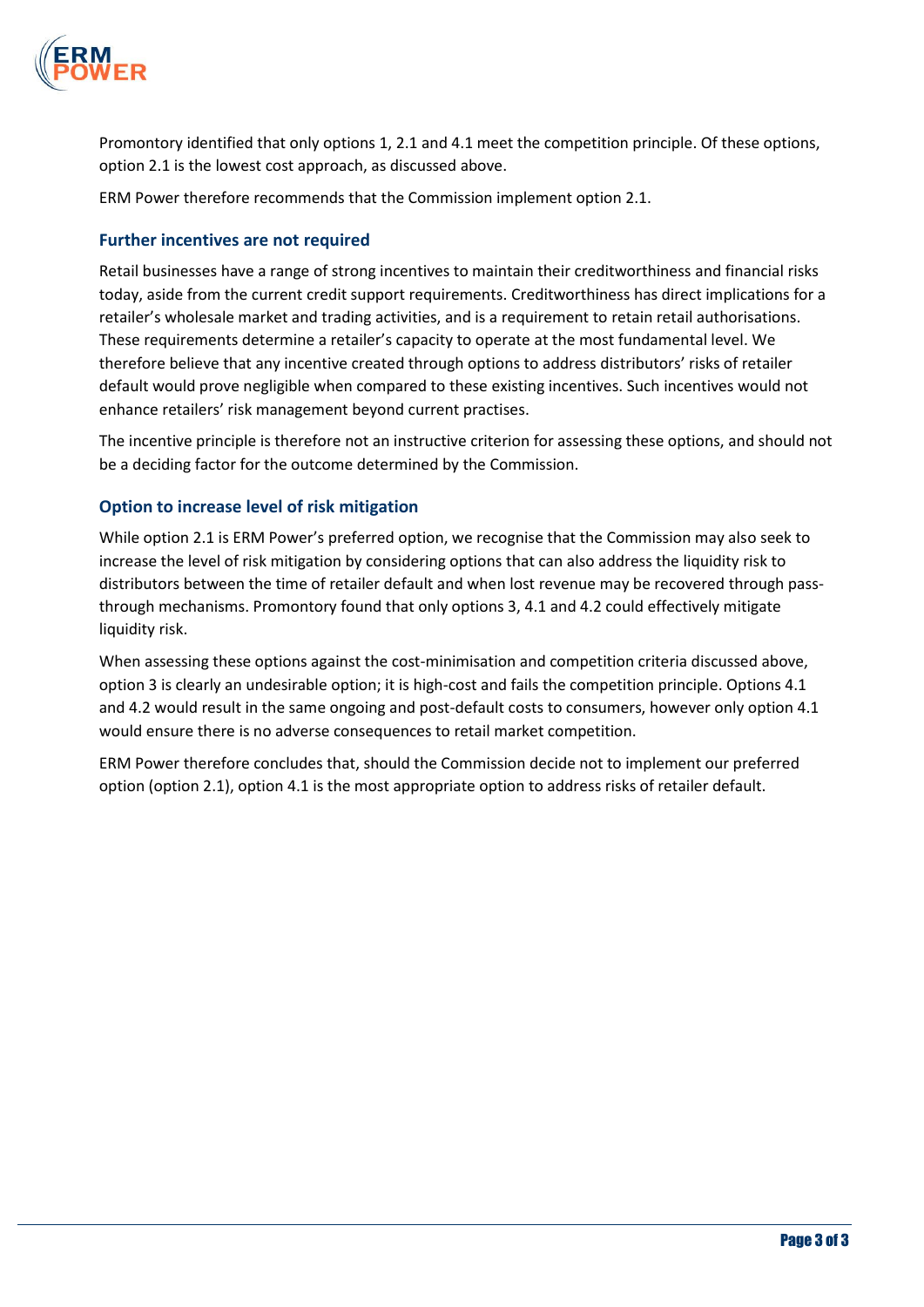Promontory identified that only options 1, 2.1 and 4.1 meet the competition principle. Of these options, option 2.1 is the lowest cost approach, as discussed above.

ERM Power therefore recommends that the Commission implement option 2.1.

### Further incentives are not required

Retail businesses have a range of strong incentives to maintain their creditworthiness and financial risks today, aside from the current credit support requirements. Creditworthiness has direct implications for a retailer's wholesale market and trading activities, and is a requirement to retain retail authorisations. These requirements determine a retailer's capacity to operate at the most fundamental level. We therefore believe that any incentive created through options to address distributors' risks of retailer default would prove negligible when compared to these existing incentives. Such incentives would not enhance retailers' risk management beyond current practises.

The incentive principle is therefore not an instructive criterion for assessing these options, and should not be a deciding factor for the outcome determined by the Commission.

### Option to increase level of risk mitigation

While option 2.1 is ERM Power's preferred option, we recognise that the Commission may also seek to increase the level of risk mitigation by considering options that can also address the liquidity risk to distributors between the time of retailer default and when lost revenue may be recovered through pass-through mechanisms. Promontory found that only options 3, 4.1 and 4.2 could effectively mitigate liquidity risk.

When assessing these options against the cost-minimisation and competition criteria discussed above, option 3 is clearly an undesirable option; it is high-cost and fails the competition principle. Options 4.1 and 4.2 would result in the same ongoing and post-default costs to consumers, however only option 4.1 would ensure there is no adverse consequences to retail market competition.

ERM Power therefore concludes that, should the Commission decide not to implement our preferred option (option 2.1), option 4.1 is the most appropriate option to address risks of retailer default.